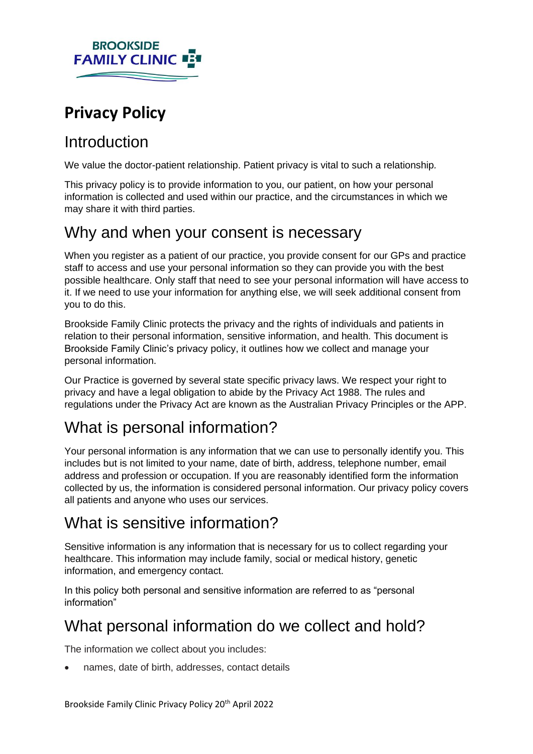BROOKSIDE FAMILY CLINIC

# Privacy Policy

## Introduction

We value the doctor-patient relationship. Patient privacy is vital to such a relationship.

This privacy policy is to provide information to you, our patient, on how your personal information is collected and used within our practice, and the circumstances in which we may share it with third parties.

## Why and when your consent is necessary

When you register as a patient of our practice, you provide consent for our GPs and practice staff to access and use your personal information so they can provide you with the best possible healthcare. Only staff that need to see your personal information will have access to it. If we need to use your information for anything else, we will seek additional consent from you to do this.

Brookside Family Clinic protects the privacy and the rights of individuals and patients in relation to their personal information, sensitive information, and health. This document is Brookside Family Clinic's privacy policy, it outlines how we collect and manage your personal information.

Our Practice is governed by several state specific privacy laws. We respect your right to privacy and have a legal obligation to abide by the Privacy Act 1988. The rules and regulations under the Privacy Act are known as the Australian Privacy Principles or the APP.

## What is personal information?

Your personal information is any information that we can use to personally identify you. This includes but is not limited to your name, date of birth, address, telephone number, email address and profession or occupation. If you are reasonably identified form the information collected by us, the information is considered personal information. Our privacy policy covers all patients and anyone who uses our services.

## What is sensitive information?

Sensitive information is any information that is necessary for us to collect regarding your healthcare. This information may include family, social or medical history, genetic information, and emergency contact.

In this policy both personal and sensitive information are referred to as "personal information"

## What personal information do we collect and hold?

The information we collect about you includes:

- names, date of birth, addresses, contact details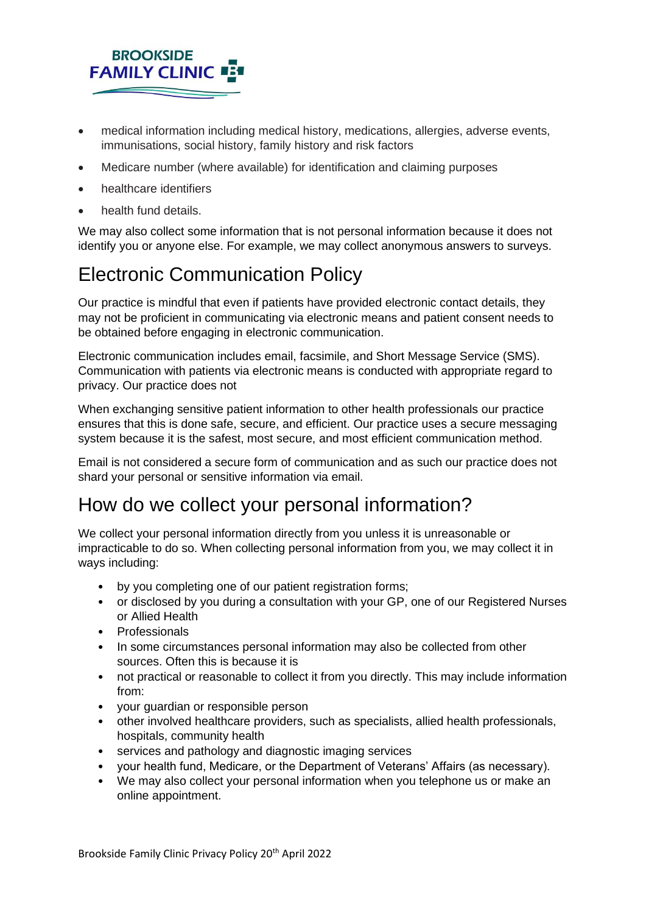- medical information including medical history, medications, allergies, adverse events, immunisations, social history, family history and risk factors
- Medicare number (where available) for identification and claiming purposes
- healthcare identifiers
- health fund details.

We may also collect some information that is not personal information because it does not identify you or anyone else. For example, we may collect anonymous answers to surveys.

# Electronic Communication Policy

Our practice is mindful that even if patients have provided electronic contact details, they may not be proficient in communicating via electronic means and patient consent needs to be obtained before engaging in electronic communication.

Electronic communication includes email, facsimile, and Short Message Service (SMS). Communication with patients via electronic means is conducted with appropriate regard to privacy. Our practice does not

When exchanging sensitive patient information to other health professionals our practice ensures that this is done safe, secure, and efficient. Our practice uses a secure messaging system because it is the safest, most secure, and most efficient communication method.

Email is not considered a secure form of communication and as such our practice does not shard your personal or sensitive information via email.

# How do we collect your personal information?

We collect your personal information directly from you unless it is unreasonable or impracticable to do so. When collecting personal information from you, we may collect it in ways including:

- by you completing one of our patient registration forms;
- or disclosed by you during a consultation with your GP, one of our Registered Nurses or Allied Health
- Professionals
- In some circumstances personal information may also be collected from other sources. Often this is because it is
- not practical or reasonable to collect it from you directly. This may include information from:
- your guardian or responsible person
- other involved healthcare providers, such as specialists, allied health professionals, hospitals, community health
- services and pathology and diagnostic imaging services
- your health fund, Medicare, or the Department of Veterans' Affairs (as necessary).
- We may also collect your personal information when you telephone us or make an online appointment.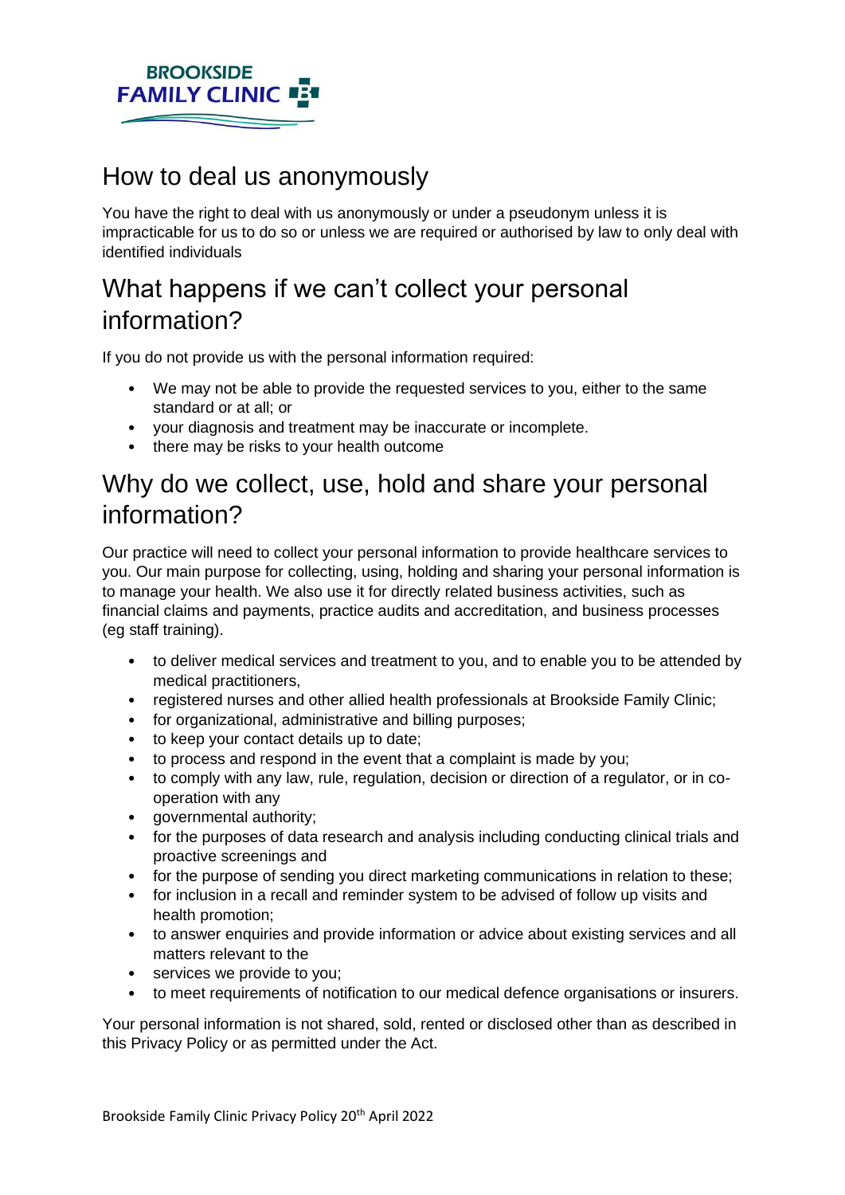## How to deal us anonymously

You have the right to deal with us anonymously or under a pseudonym unless it is impracticable for us to do so or unless we are required or authorised by law to only deal with identified individuals

## What happens if we can't collect your personal information?

If you do not provide us with the personal information required:

- We may not be able to provide the requested services to you, either to the same standard or at all; or
- your diagnosis and treatment may be inaccurate or incomplete.
- there may be risks to your health outcome

## Why do we collect, use, hold and share your personal information?

Our practice will need to collect your personal information to provide healthcare services to you. Our main purpose for collecting, using, holding and sharing your personal information is to manage your health. We also use it for directly related business activities, such as financial claims and payments, practice audits and accreditation, and business processes (eg staff training).

- to deliver medical services and treatment to you, and to enable you to be attended by medical practitioners,
- registered nurses and other allied health professionals at Brookside Family Clinic;
- for organizational, administrative and billing purposes;
- to keep your contact details up to date;
- to process and respond in the event that a complaint is made by you;
- to comply with any law, rule, regulation, decision or direction of a regulator, or in co-operation with any
- governmental authority;
- for the purposes of data research and analysis including conducting clinical trials and proactive screenings and
- for the purpose of sending you direct marketing communications in relation to these;
- for inclusion in a recall and reminder system to be advised of follow up visits and health promotion;
- to answer enquiries and provide information or advice about existing services and all matters relevant to the
- services we provide to you;
- to meet requirements of notification to our medical defence organisations or insurers.

Your personal information is not shared, sold, rented or disclosed other than as described in this Privacy Policy or as permitted under the Act.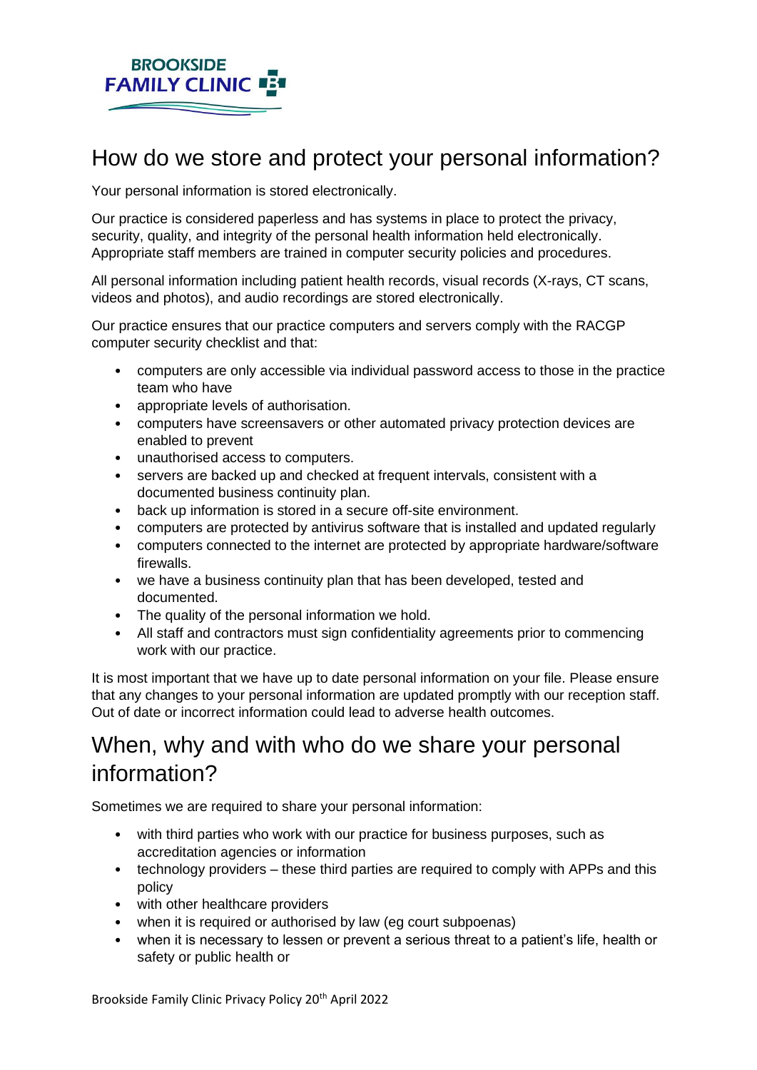## How do we store and protect your personal information?

Your personal information is stored electronically.

Our practice is considered paperless and has systems in place to protect the privacy, security, quality, and integrity of the personal health information held electronically. Appropriate staff members are trained in computer security policies and procedures.

All personal information including patient health records, visual records (X-rays, CT scans, videos and photos), and audio recordings are stored electronically.

Our practice ensures that our practice computers and servers comply with the RACGP computer security checklist and that:

- computers are only accessible via individual password access to those in the practice team who have
- appropriate levels of authorisation.
- computers have screensavers or other automated privacy protection devices are enabled to prevent
- unauthorised access to computers.
- servers are backed up and checked at frequent intervals, consistent with a documented business continuity plan.
- back up information is stored in a secure off-site environment.
- computers are protected by antivirus software that is installed and updated regularly
- computers connected to the internet are protected by appropriate hardware/software firewalls.
- we have a business continuity plan that has been developed, tested and documented.
- The quality of the personal information we hold.
- All staff and contractors must sign confidentiality agreements prior to commencing work with our practice.

It is most important that we have up to date personal information on your file. Please ensure that any changes to your personal information are updated promptly with our reception staff. Out of date or incorrect information could lead to adverse health outcomes.

## When, why and with who do we share your personal information?

Sometimes we are required to share your personal information:

- with third parties who work with our practice for business purposes, such as accreditation agencies or information
- technology providers – these third parties are required to comply with APPs and this policy
- with other healthcare providers
- when it is required or authorised by law (eg court subpoenas)
- when it is necessary to lessen or prevent a serious threat to a patient's life, health or safety or public health or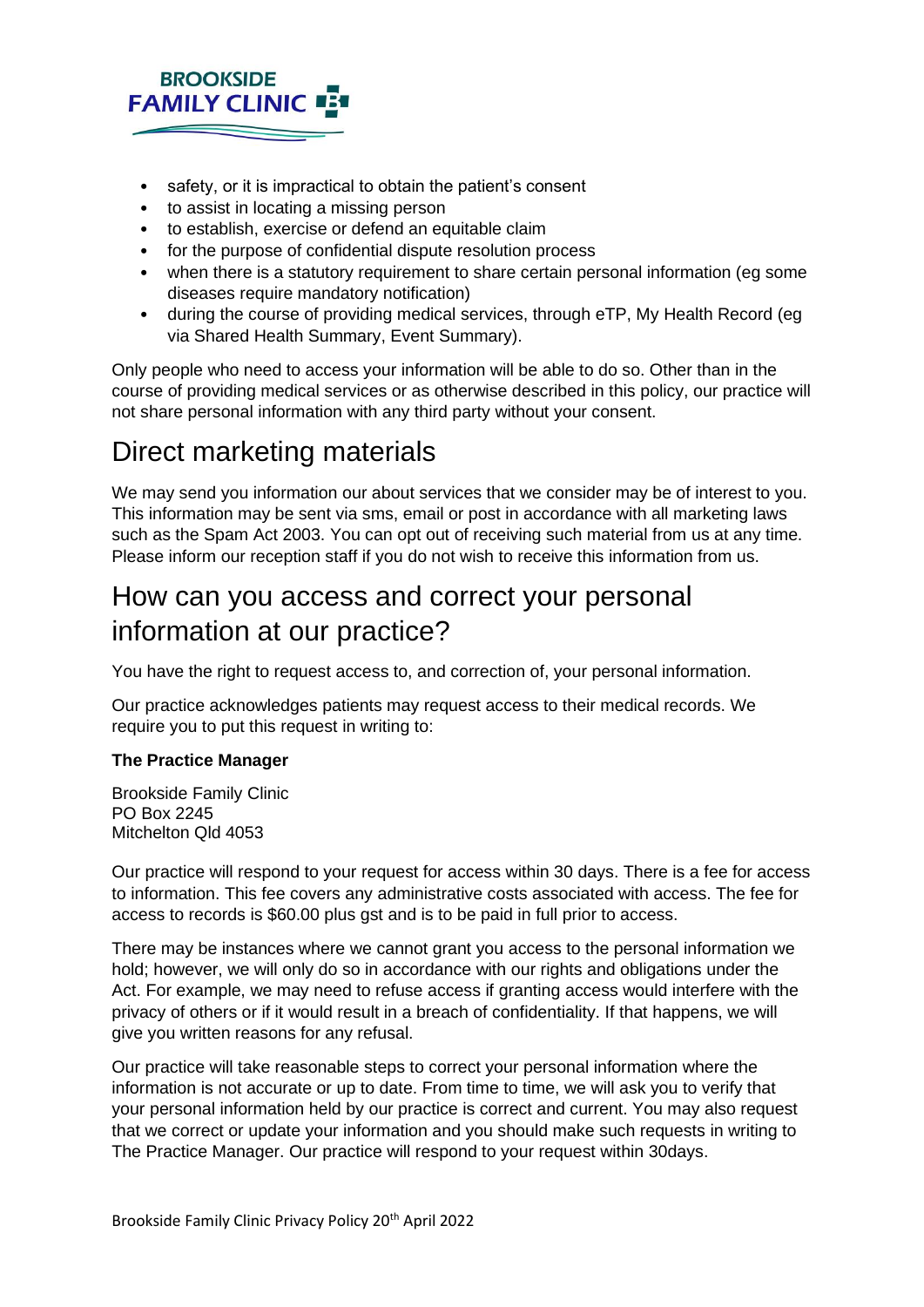- safety, or it is impractical to obtain the patient's consent
- to assist in locating a missing person
- to establish, exercise or defend an equitable claim
- for the purpose of confidential dispute resolution process
- when there is a statutory requirement to share certain personal information (eg some diseases require mandatory notification)
- during the course of providing medical services, through eTP, My Health Record (eg via Shared Health Summary, Event Summary).

Only people who need to access your information will be able to do so. Other than in the course of providing medical services or as otherwise described in this policy, our practice will not share personal information with any third party without your consent.

# Direct marketing materials

We may send you information our about services that we consider may be of interest to you. This information may be sent via sms, email or post in accordance with all marketing laws such as the Spam Act 2003. You can opt out of receiving such material from us at any time. Please inform our reception staff if you do not wish to receive this information from us.

# How can you access and correct your personal information at our practice?

You have the right to request access to, and correction of, your personal information.

Our practice acknowledges patients may request access to their medical records. We require you to put this request in writing to:

**The Practice Manager**

Brookside Family Clinic
PO Box 2245
Mitchelton Qld 4053

Our practice will respond to your request for access within 30 days. There is a fee for access to information. This fee covers any administrative costs associated with access. The fee for access to records is $60.00 plus gst and is to be paid in full prior to access.

There may be instances where we cannot grant you access to the personal information we hold; however, we will only do so in accordance with our rights and obligations under the Act. For example, we may need to refuse access if granting access would interfere with the privacy of others or if it would result in a breach of confidentiality. If that happens, we will give you written reasons for any refusal.

Our practice will take reasonable steps to correct your personal information where the information is not accurate or up to date. From time to time, we will ask you to verify that your personal information held by our practice is correct and current. You may also request that we correct or update your information and you should make such requests in writing to The Practice Manager. Our practice will respond to your request within 30days.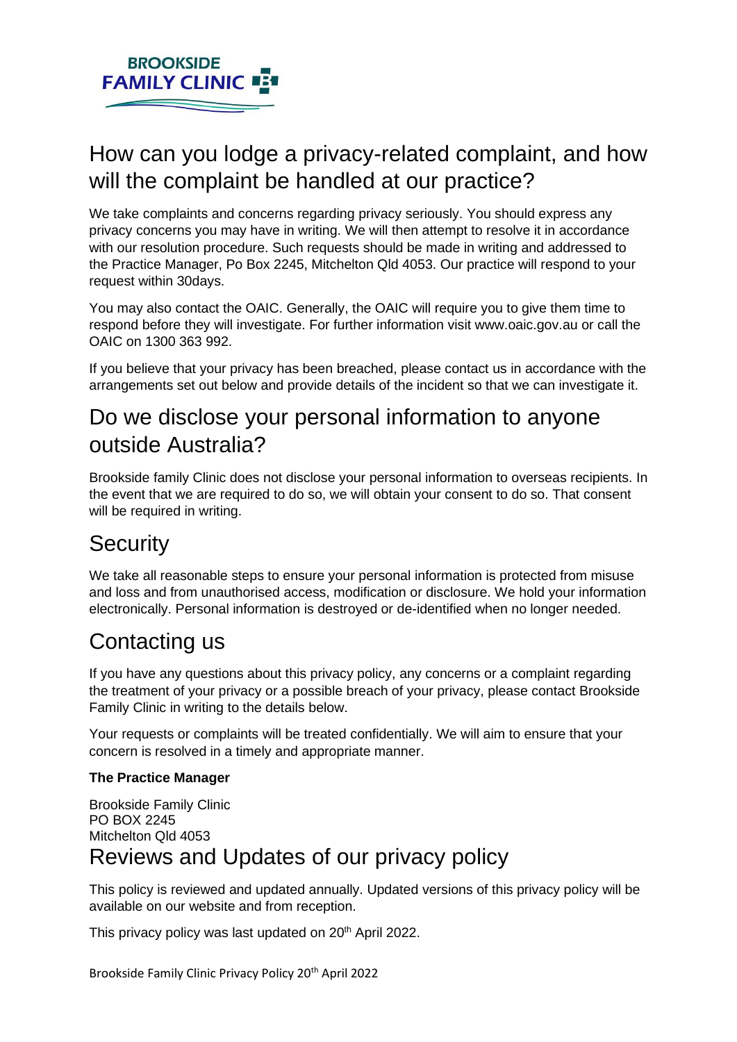## How can you lodge a privacy-related complaint, and how will the complaint be handled at our practice?

We take complaints and concerns regarding privacy seriously. You should express any privacy concerns you may have in writing. We will then attempt to resolve it in accordance with our resolution procedure. Such requests should be made in writing and addressed to the Practice Manager, Po Box 2245, Mitchelton Qld 4053. Our practice will respond to your request within 30days.

You may also contact the OAIC. Generally, the OAIC will require you to give them time to respond before they will investigate. For further information visit www.oaic.gov.au or call the OAIC on 1300 363 992.

If you believe that your privacy has been breached, please contact us in accordance with the arrangements set out below and provide details of the incident so that we can investigate it.

## Do we disclose your personal information to anyone outside Australia?

Brookside family Clinic does not disclose your personal information to overseas recipients. In the event that we are required to do so, we will obtain your consent to do so. That consent will be required in writing.

## Security

We take all reasonable steps to ensure your personal information is protected from misuse and loss and from unauthorised access, modification or disclosure. We hold your information electronically. Personal information is destroyed or de-identified when no longer needed.

## Contacting us

If you have any questions about this privacy policy, any concerns or a complaint regarding the treatment of your privacy or a possible breach of your privacy, please contact Brookside Family Clinic in writing to the details below.

Your requests or complaints will be treated confidentially. We will aim to ensure that your concern is resolved in a timely and appropriate manner.

**The Practice Manager**

Brookside Family Clinic
PO BOX 2245
Mitchelton Qld 4053

## Reviews and Updates of our privacy policy

This policy is reviewed and updated annually. Updated versions of this privacy policy will be available on our website and from reception.

This privacy policy was last updated on 20th April 2022.